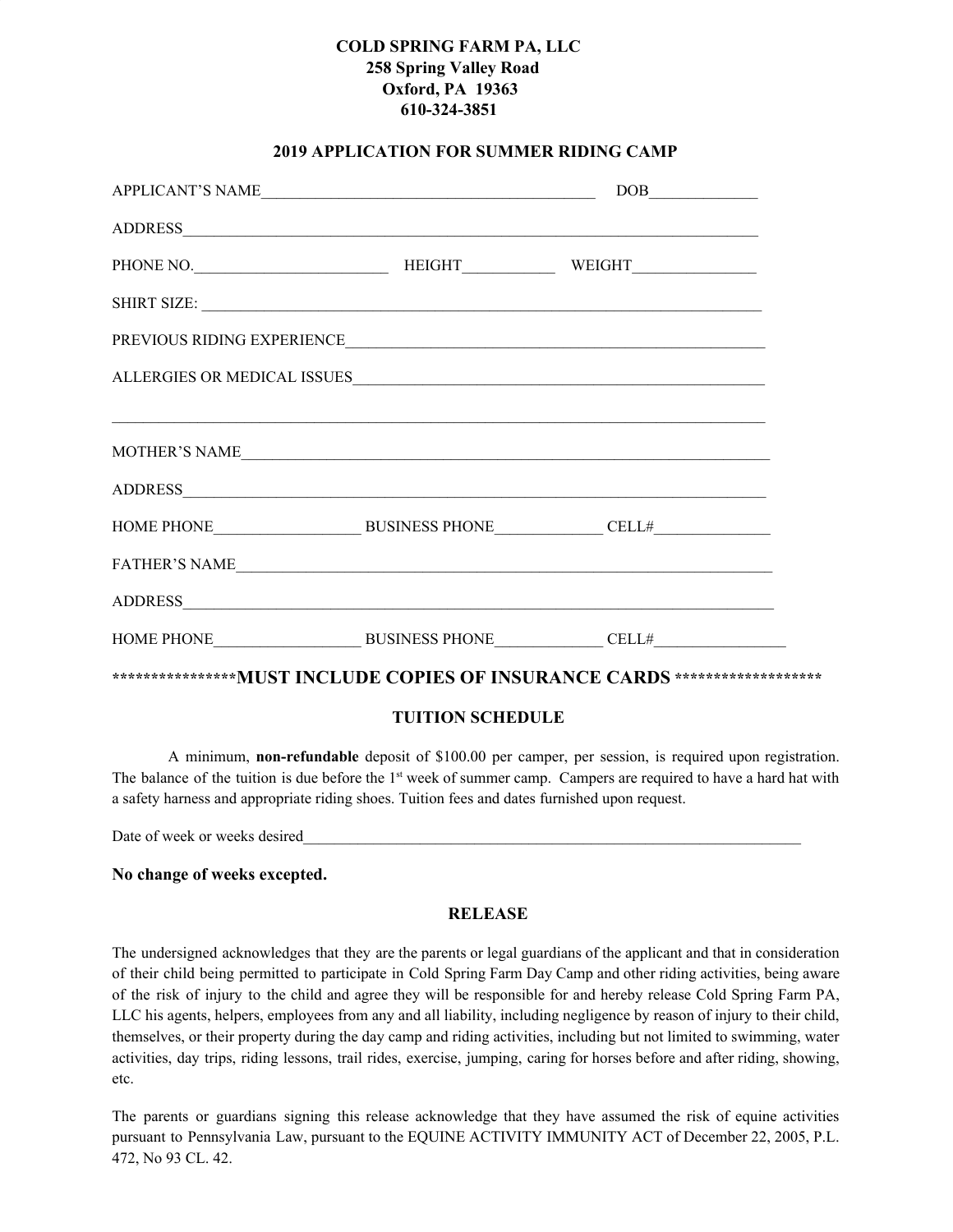**COLD SPRING FARM PA, LLC**
**258 Spring Valley Road**
**Oxford, PA 19363**
**610-324-3851**

## 2019 APPLICATION FOR SUMMER RIDING CAMP

APPLICANT'S NAME_________________________________________ DOB_____________

ADDRESS___________________________________________________________________________

PHONE NO.________________________ HEIGHT___________ WEIGHT________________

SHIRT SIZE: _______________________________________________________________________

PREVIOUS RIDING EXPERIENCE_______________________________________________________

ALLERGIES OR MEDICAL ISSUES_____________________________________________________

_________________________________________________________________________________

MOTHER'S NAME_____________________________________________________________________

ADDRESS___________________________________________________________________________

HOME PHONE__________________ BUSINESS PHONE_____________ CELL#______________

FATHER'S NAME_____________________________________________________________________

ADDRESS___________________________________________________________________________

HOME PHONE__________________ BUSINESS PHONE_____________ CELL#________________

****************MUST INCLUDE COPIES OF INSURANCE CARDS *******************

### TUITION SCHEDULE

A minimum, **non-refundable** deposit of $100.00 per camper, per session, is required upon registration. The balance of the tuition is due before the 1st week of summer camp. Campers are required to have a hard hat with a safety harness and appropriate riding shoes. Tuition fees and dates furnished upon request.

Date of week or weeks desired____________________________________________________________

**No change of weeks excepted.**

### RELEASE

The undersigned acknowledges that they are the parents or legal guardians of the applicant and that in consideration of their child being permitted to participate in Cold Spring Farm Day Camp and other riding activities, being aware of the risk of injury to the child and agree they will be responsible for and hereby release Cold Spring Farm PA, LLC his agents, helpers, employees from any and all liability, including negligence by reason of injury to their child, themselves, or their property during the day camp and riding activities, including but not limited to swimming, water activities, day trips, riding lessons, trail rides, exercise, jumping, caring for horses before and after riding, showing, etc.

The parents or guardians signing this release acknowledge that they have assumed the risk of equine activities pursuant to Pennsylvania Law, pursuant to the EQUINE ACTIVITY IMMUNITY ACT of December 22, 2005, P.L. 472, No 93 CL. 42.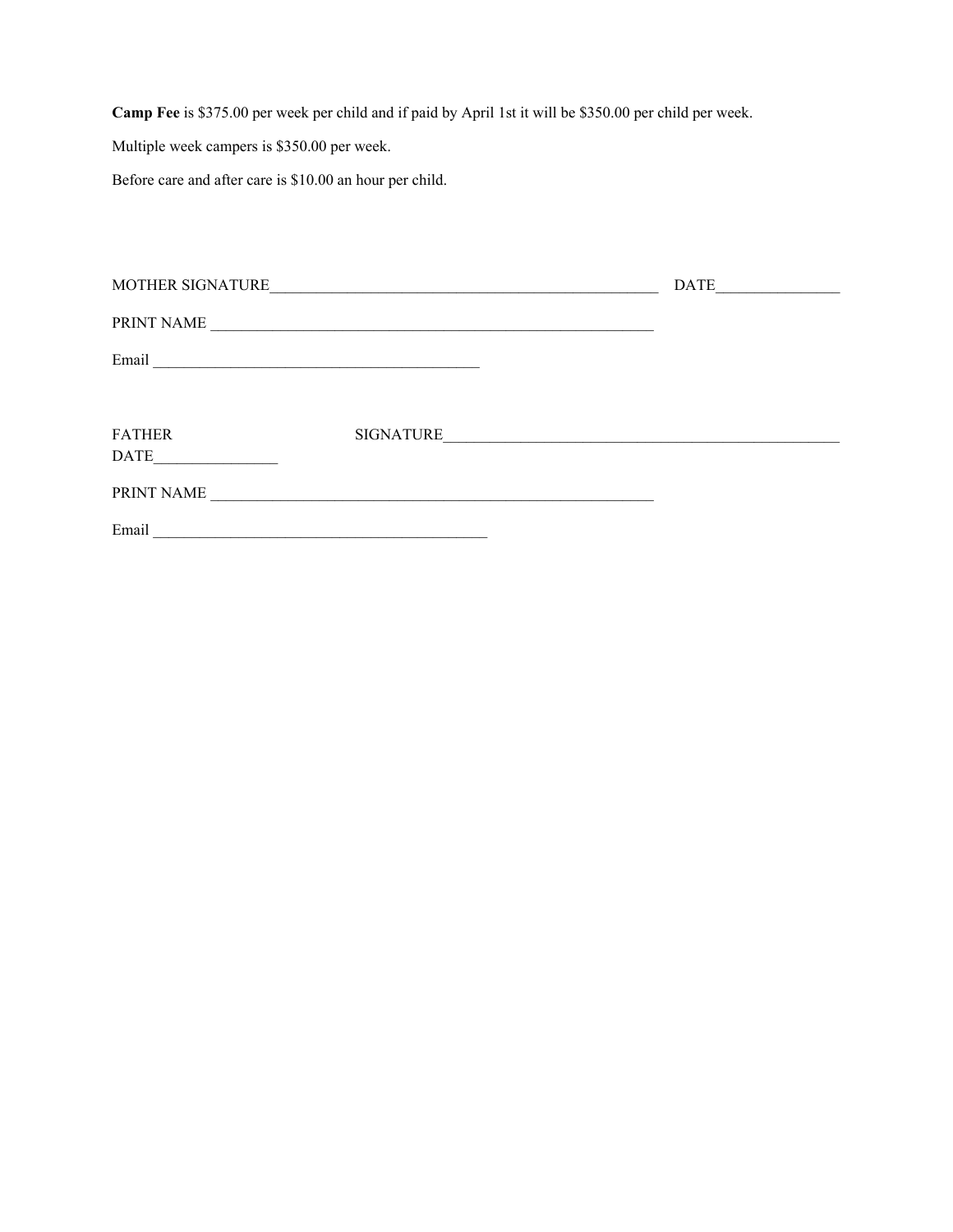**Camp Fee** is $375.00 per week per child and if paid by April 1st it will be $350.00 per child per week.

Multiple week campers is $350.00 per week.

Before care and after care is $10.00 an hour per child.

MOTHER SIGNATURE_____________________________________________________ DATE________________

PRINT NAME ____________________________________________________________

Email _____________________________________________

FATHER SIGNATURE_____________________________________________________ DATE________________

PRINT NAME ____________________________________________________________

Email ______________________________________________